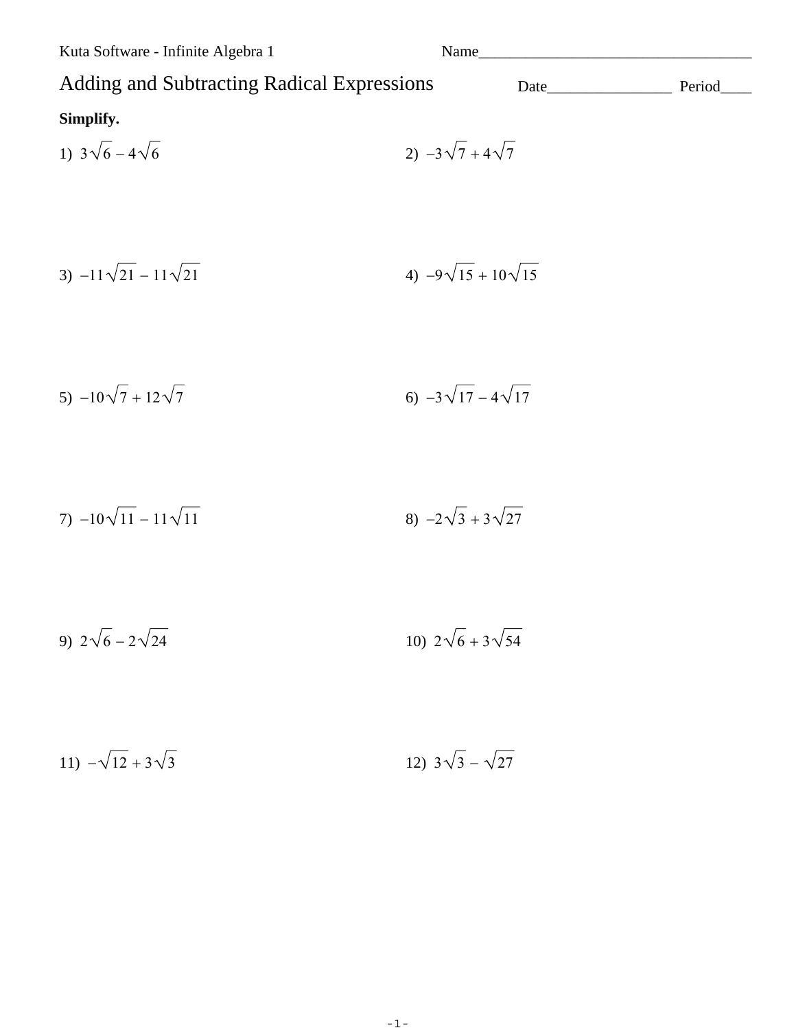Kuta Software - Infinite Algebra 1 Name____________________________________

# Adding and Subtracting Radical Expressions

Date________________ Period____

**Simplify.**

1) $3\sqrt{6} - 4\sqrt{6}$

2) $-3\sqrt{7} + 4\sqrt{7}$

3) $-11\sqrt{21} - 11\sqrt{21}$

4) $-9\sqrt{15} + 10\sqrt{15}$

5) $-10\sqrt{7} + 12\sqrt{7}$

6) $-3\sqrt{17} - 4\sqrt{17}$

7) $-10\sqrt{11} - 11\sqrt{11}$

8) $-2\sqrt{3} + 3\sqrt{27}$

9) $2\sqrt{6} - 2\sqrt{24}$

10) $2\sqrt{6} + 3\sqrt{54}$

11) $-\sqrt{12} + 3\sqrt{3}$

12) $3\sqrt{3} - \sqrt{27}$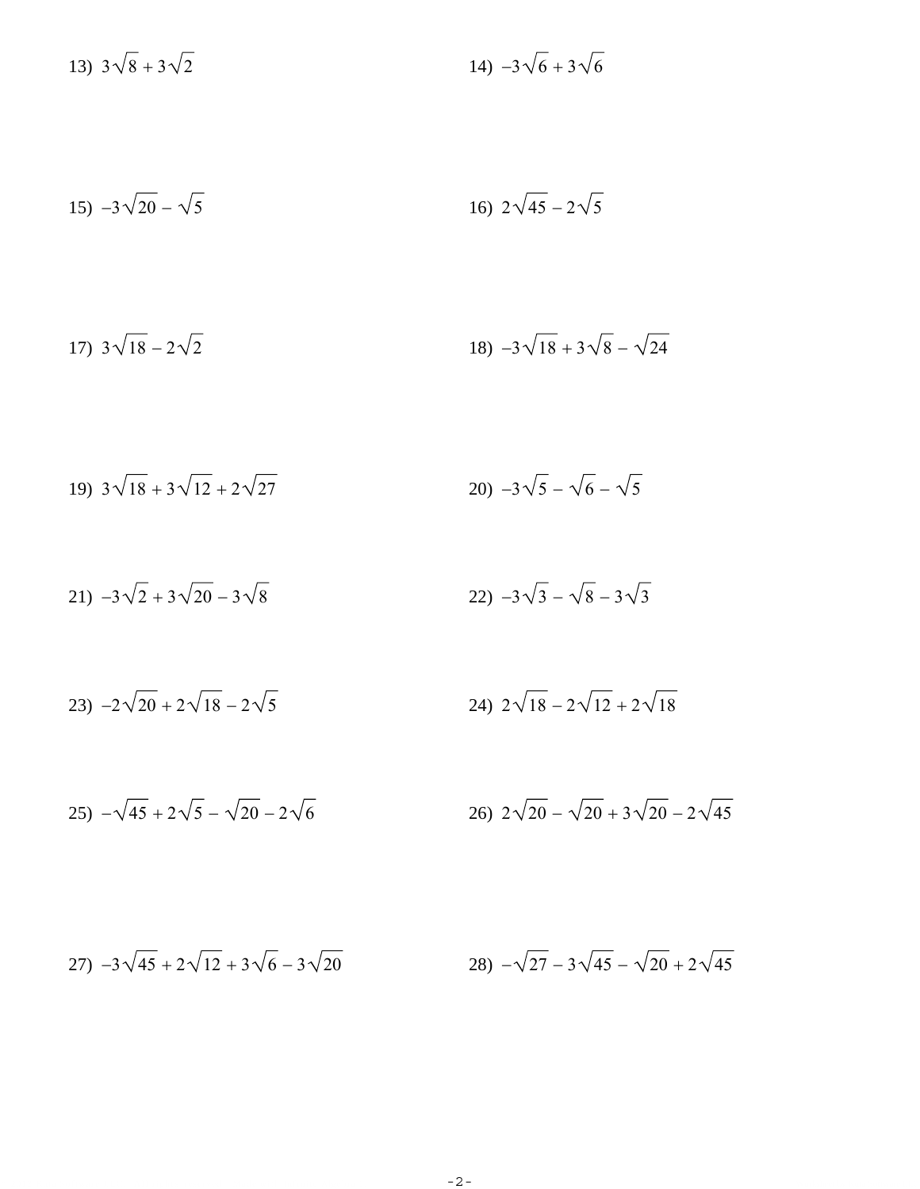13) $3\sqrt{8} + 3\sqrt{2}$

14) $-3\sqrt{6} + 3\sqrt{6}$

15) $-3\sqrt{20} - \sqrt{5}$

16) $2\sqrt{45} - 2\sqrt{5}$

17) $3\sqrt{18} - 2\sqrt{2}$

18) $-3\sqrt{18} + 3\sqrt{8} - \sqrt{24}$

19) $3\sqrt{18} + 3\sqrt{12} + 2\sqrt{27}$

20) $-3\sqrt{5} - \sqrt{6} - \sqrt{5}$

21) $-3\sqrt{2} + 3\sqrt{20} - 3\sqrt{8}$

22) $-3\sqrt{3} - \sqrt{8} - 3\sqrt{3}$

23) $-2\sqrt{20} + 2\sqrt{18} - 2\sqrt{5}$

24) $2\sqrt{18} - 2\sqrt{12} + 2\sqrt{18}$

25) $-\sqrt{45} + 2\sqrt{5} - \sqrt{20} - 2\sqrt{6}$

26) $2\sqrt{20} - \sqrt{20} + 3\sqrt{20} - 2\sqrt{45}$

27) $-3\sqrt{45} + 2\sqrt{12} + 3\sqrt{6} - 3\sqrt{20}$

28) $-\sqrt{27} - 3\sqrt{45} - \sqrt{20} + 2\sqrt{45}$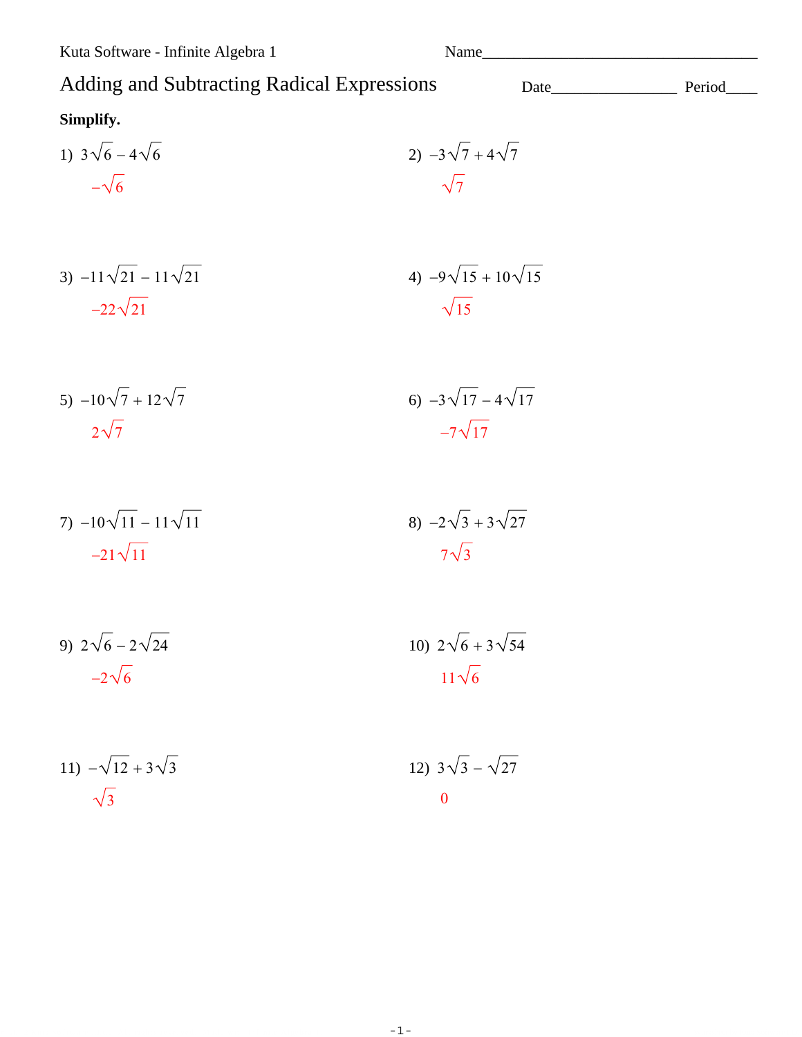Kuta Software - Infinite Algebra 1

Name___________________________________

# Adding and Subtracting Radical Expressions

Date________________ Period____

**Simplify.**

1) $3\sqrt{6} - 4\sqrt{6}$

$-\sqrt{6}$

2) $-3\sqrt{7} + 4\sqrt{7}$

$\sqrt{7}$

3) $-11\sqrt{21} - 11\sqrt{21}$

$-22\sqrt{21}$

4) $-9\sqrt{15} + 10\sqrt{15}$

$\sqrt{15}$

5) $-10\sqrt{7} + 12\sqrt{7}$

$2\sqrt{7}$

6) $-3\sqrt{17} - 4\sqrt{17}$

$-7\sqrt{17}$

7) $-10\sqrt{11} - 11\sqrt{11}$

$-21\sqrt{11}$

8) $-2\sqrt{3} + 3\sqrt{27}$

$7\sqrt{3}$

9) $2\sqrt{6} - 2\sqrt{24}$

$-2\sqrt{6}$

10) $2\sqrt{6} + 3\sqrt{54}$

$11\sqrt{6}$

11) $-\sqrt{12} + 3\sqrt{3}$

$\sqrt{3}$

12) $3\sqrt{3} - \sqrt{27}$

$0$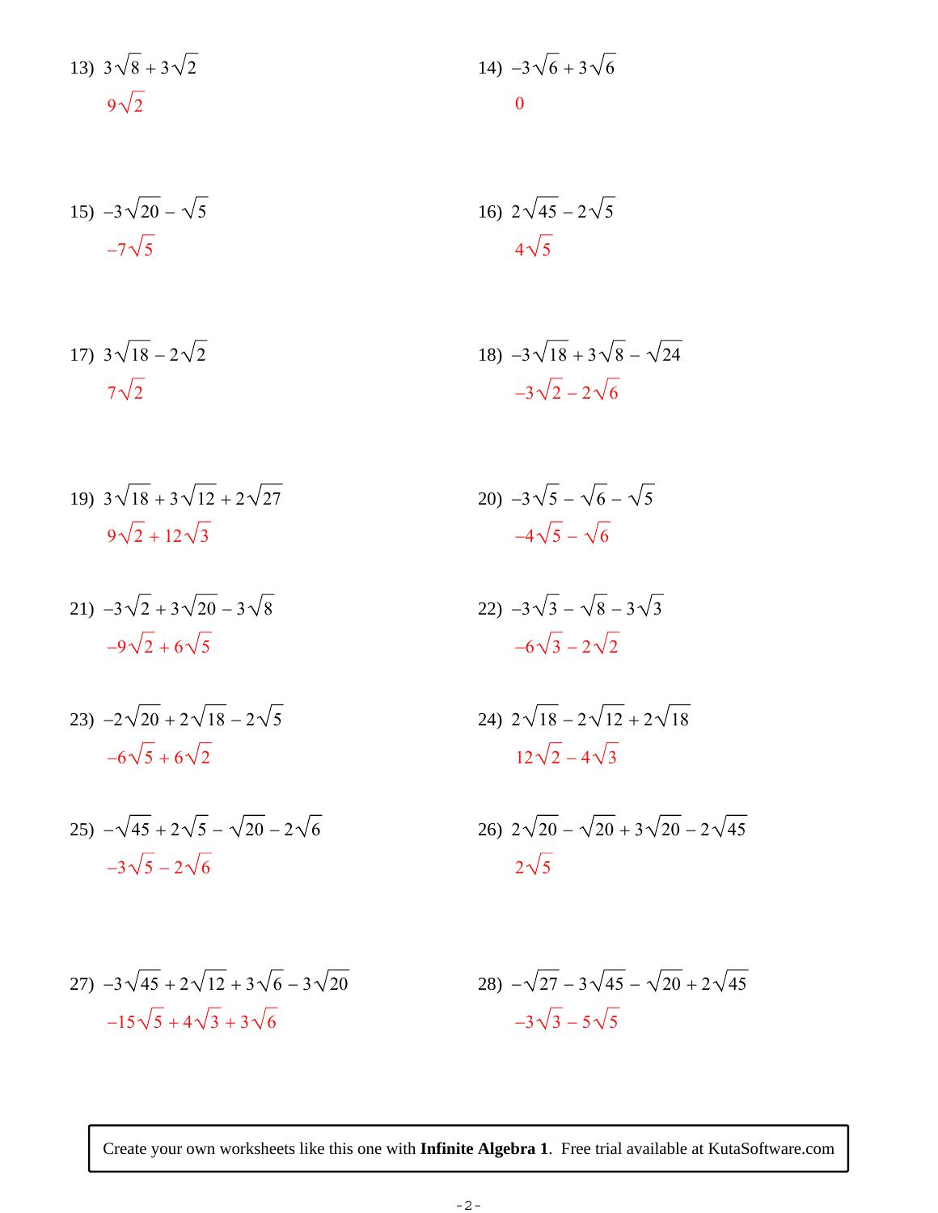13) $3\sqrt{8} + 3\sqrt{2}$

$9\sqrt{2}$

14) $-3\sqrt{6} + 3\sqrt{6}$

$0$

15) $-3\sqrt{20} - \sqrt{5}$

$-7\sqrt{5}$

16) $2\sqrt{45} - 2\sqrt{5}$

$4\sqrt{5}$

17) $3\sqrt{18} - 2\sqrt{2}$

$7\sqrt{2}$

18) $-3\sqrt{18} + 3\sqrt{8} - \sqrt{24}$

$-3\sqrt{2} - 2\sqrt{6}$

19) $3\sqrt{18} + 3\sqrt{12} + 2\sqrt{27}$

$9\sqrt{2} + 12\sqrt{3}$

20) $-3\sqrt{5} - \sqrt{6} - \sqrt{5}$

$-4\sqrt{5} - \sqrt{6}$

21) $-3\sqrt{2} + 3\sqrt{20} - 3\sqrt{8}$

$-9\sqrt{2} + 6\sqrt{5}$

22) $-3\sqrt{3} - \sqrt{8} - 3\sqrt{3}$

$-6\sqrt{3} - 2\sqrt{2}$

23) $-2\sqrt{20} + 2\sqrt{18} - 2\sqrt{5}$

$-6\sqrt{5} + 6\sqrt{2}$

24) $2\sqrt{18} - 2\sqrt{12} + 2\sqrt{18}$

$12\sqrt{2} - 4\sqrt{3}$

25) $-\sqrt{45} + 2\sqrt{5} - \sqrt{20} - 2\sqrt{6}$

$-3\sqrt{5} - 2\sqrt{6}$

26) $2\sqrt{20} - \sqrt{20} + 3\sqrt{20} - 2\sqrt{45}$

$2\sqrt{5}$

27) $-3\sqrt{45} + 2\sqrt{12} + 3\sqrt{6} - 3\sqrt{20}$

$-15\sqrt{5} + 4\sqrt{3} + 3\sqrt{6}$

28) $-\sqrt{27} - 3\sqrt{45} - \sqrt{20} + 2\sqrt{45}$

$-3\sqrt{3} - 5\sqrt{5}$

Create your own worksheets like this one with **Infinite Algebra 1**. Free trial available at KutaSoftware.com